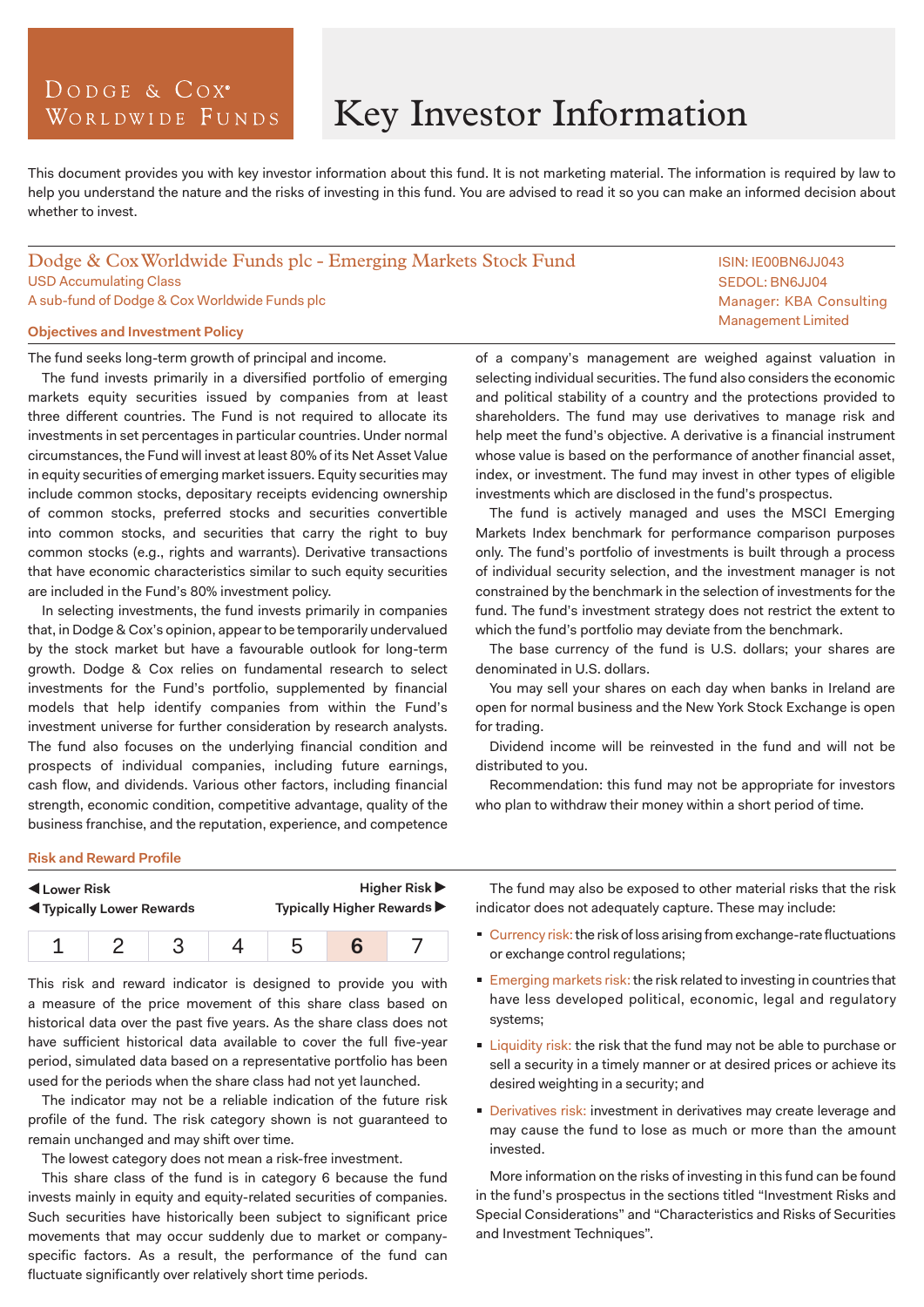Dodge & Cox Worldwide Funds

# Key Investor Information

This document provides you with key investor information about this fund. It is not marketing material. The information is required by law to help you understand the nature and the risks of investing in this fund. You are advised to read it so you can make an informed decision about whether to invest.

## Dodge & Cox Worldwide Funds plc - Emerging Markets Stock Fund

USD Accumulating Class
A sub-fund of Dodge & Cox Worldwide Funds plc

ISIN: IE00BN6JJ043
SEDOL: BN6JJ04
Manager: KBA Consulting Management Limited

### Objectives and Investment Policy

The fund seeks long-term growth of principal and income.

The fund invests primarily in a diversified portfolio of emerging markets equity securities issued by companies from at least three different countries. The Fund is not required to allocate its investments in set percentages in particular countries. Under normal circumstances, the Fund will invest at least 80% of its Net Asset Value in equity securities of emerging market issuers. Equity securities may include common stocks, depositary receipts evidencing ownership of common stocks, preferred stocks and securities convertible into common stocks, and securities that carry the right to buy common stocks (e.g., rights and warrants). Derivative transactions that have economic characteristics similar to such equity securities are included in the Fund's 80% investment policy.

In selecting investments, the fund invests primarily in companies that, in Dodge & Cox's opinion, appear to be temporarily undervalued by the stock market but have a favourable outlook for long-term growth. Dodge & Cox relies on fundamental research to select investments for the Fund's portfolio, supplemented by financial models that help identify companies from within the Fund's investment universe for further consideration by research analysts. The fund also focuses on the underlying financial condition and prospects of individual companies, including future earnings, cash flow, and dividends. Various other factors, including financial strength, economic condition, competitive advantage, quality of the business franchise, and the reputation, experience, and competence of a company's management are weighed against valuation in selecting individual securities. The fund also considers the economic and political stability of a country and the protections provided to shareholders. The fund may use derivatives to manage risk and help meet the fund's objective. A derivative is a financial instrument whose value is based on the performance of another financial asset, index, or investment. The fund may invest in other types of eligible investments which are disclosed in the fund's prospectus.

The fund is actively managed and uses the MSCI Emerging Markets Index benchmark for performance comparison purposes only. The fund's portfolio of investments is built through a process of individual security selection, and the investment manager is not constrained by the benchmark in the selection of investments for the fund. The fund's investment strategy does not restrict the extent to which the fund's portfolio may deviate from the benchmark.

The base currency of the fund is U.S. dollars; your shares are denominated in U.S. dollars.

You may sell your shares on each day when banks in Ireland are open for normal business and the New York Stock Exchange is open for trading.

Dividend income will be reinvested in the fund and will not be distributed to you.

Recommendation: this fund may not be appropriate for investors who plan to withdraw their money within a short period of time.

### Risk and Reward Profile

◀ Lower Risk — Higher Risk ▶
◀ Typically Lower Rewards — Typically Higher Rewards ▶

| 1 | 2 | 3 | 4 | 5 | **6** | 7 |
|---|---|---|---|---|---|---|

This risk and reward indicator is designed to provide you with a measure of the price movement of this share class based on historical data over the past five years. As the share class does not have sufficient historical data available to cover the full five-year period, simulated data based on a representative portfolio has been used for the periods when the share class had not yet launched.

The indicator may not be a reliable indication of the future risk profile of the fund. The risk category shown is not guaranteed to remain unchanged and may shift over time.

The lowest category does not mean a risk-free investment.

This share class of the fund is in category 6 because the fund invests mainly in equity and equity-related securities of companies. Such securities have historically been subject to significant price movements that may occur suddenly due to market or company-specific factors. As a result, the performance of the fund can fluctuate significantly over relatively short time periods.

The fund may also be exposed to other material risks that the risk indicator does not adequately capture. These may include:

- Currency risk: the risk of loss arising from exchange-rate fluctuations or exchange control regulations;
- Emerging markets risk: the risk related to investing in countries that have less developed political, economic, legal and regulatory systems;
- Liquidity risk: the risk that the fund may not be able to purchase or sell a security in a timely manner or at desired prices or achieve its desired weighting in a security; and
- Derivatives risk: investment in derivatives may create leverage and may cause the fund to lose as much or more than the amount invested.

More information on the risks of investing in this fund can be found in the fund's prospectus in the sections titled "Investment Risks and Special Considerations" and "Characteristics and Risks of Securities and Investment Techniques".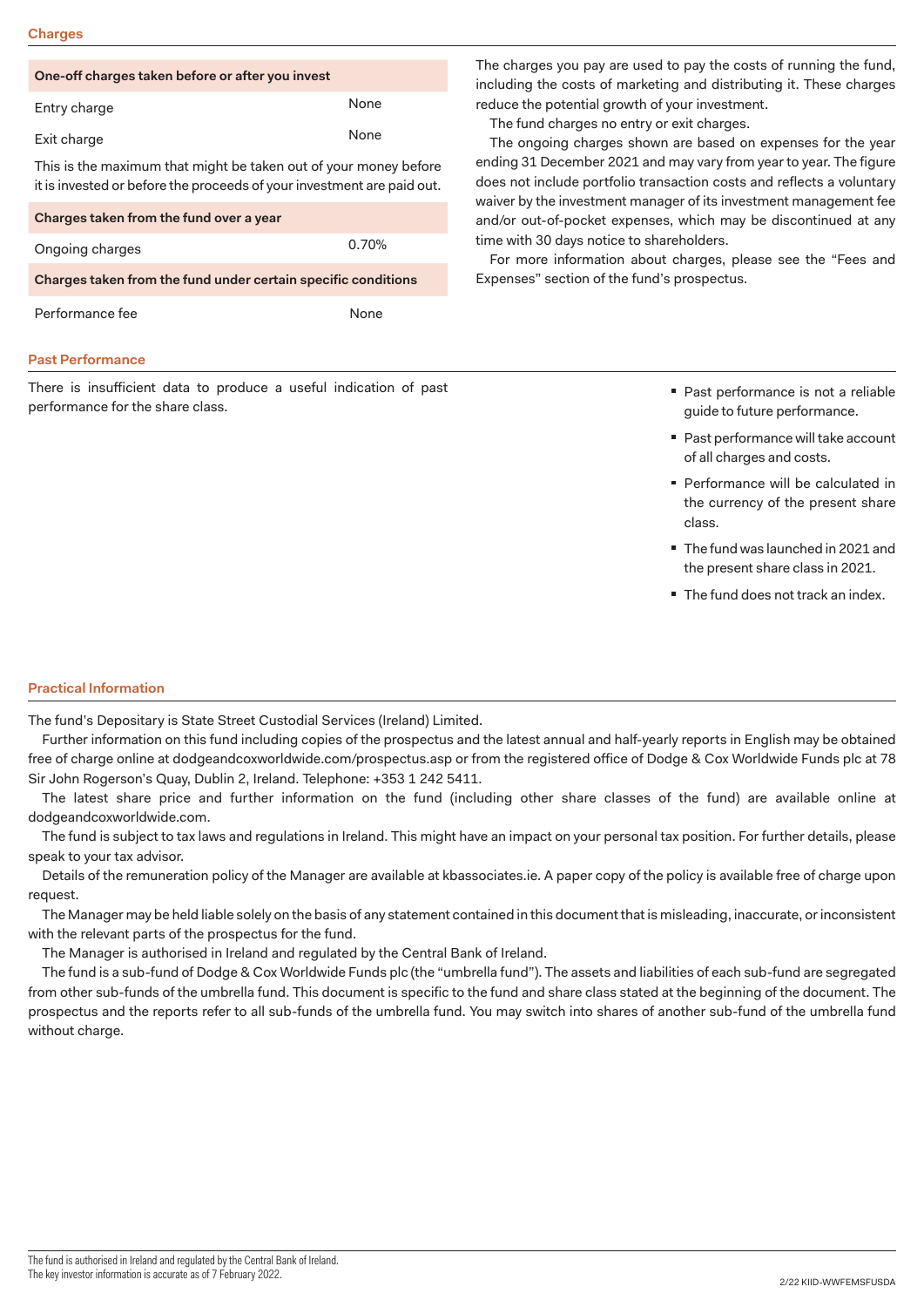## Charges

| One-off charges taken before or after you invest | |
|---|---|
| Entry charge | None |
| Exit charge | None |

This is the maximum that might be taken out of your money before it is invested or before the proceeds of your investment are paid out.

| Charges taken from the fund over a year | |
|---|---|
| Ongoing charges | 0.70% |

| Charges taken from the fund under certain specific conditions | |
|---|---|
| Performance fee | None |

The charges you pay are used to pay the costs of running the fund, including the costs of marketing and distributing it. These charges reduce the potential growth of your investment.

The fund charges no entry or exit charges.

The ongoing charges shown are based on expenses for the year ending 31 December 2021 and may vary from year to year. The figure does not include portfolio transaction costs and reflects a voluntary waiver by the investment manager of its investment management fee and/or out-of-pocket expenses, which may be discontinued at any time with 30 days notice to shareholders.

For more information about charges, please see the "Fees and Expenses" section of the fund's prospectus.

## Past Performance

There is insufficient data to produce a useful indication of past performance for the share class.

- Past performance is not a reliable guide to future performance.
- Past performance will take account of all charges and costs.
- Performance will be calculated in the currency of the present share class.
- The fund was launched in 2021 and the present share class in 2021.
- The fund does not track an index.

## Practical Information

The fund's Depositary is State Street Custodial Services (Ireland) Limited.

Further information on this fund including copies of the prospectus and the latest annual and half-yearly reports in English may be obtained free of charge online at dodgeandcoxworldwide.com/prospectus.asp or from the registered office of Dodge & Cox Worldwide Funds plc at 78 Sir John Rogerson's Quay, Dublin 2, Ireland. Telephone: +353 1 242 5411.

The latest share price and further information on the fund (including other share classes of the fund) are available online at dodgeandcoxworldwide.com.

The fund is subject to tax laws and regulations in Ireland. This might have an impact on your personal tax position. For further details, please speak to your tax advisor.

Details of the remuneration policy of the Manager are available at kbassociates.ie. A paper copy of the policy is available free of charge upon request.

The Manager may be held liable solely on the basis of any statement contained in this document that is misleading, inaccurate, or inconsistent with the relevant parts of the prospectus for the fund.

The Manager is authorised in Ireland and regulated by the Central Bank of Ireland.

The fund is a sub-fund of Dodge & Cox Worldwide Funds plc (the "umbrella fund"). The assets and liabilities of each sub-fund are segregated from other sub-funds of the umbrella fund. This document is specific to the fund and share class stated at the beginning of the document. The prospectus and the reports refer to all sub-funds of the umbrella fund. You may switch into shares of another sub-fund of the umbrella fund without charge.

The fund is authorised in Ireland and regulated by the Central Bank of Ireland.
The key investor information is accurate as of 7 February 2022.

2/22 KIID-WWFEMSFUSDA